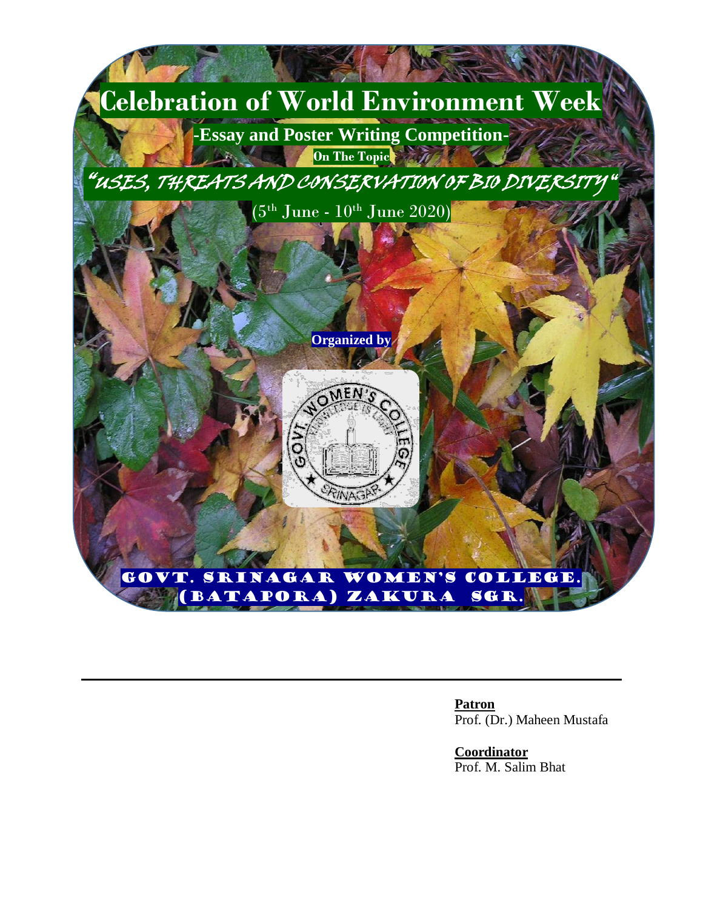# Celebration of World Environment Week

## -Essay and Poster Writing Competition-

**On The Topic**

## "USES, THREATS AND CONSERVATION OF BIO DIVERSITY "

($5^{th}$ June - $10^{th}$ June 2020)

**Organized by**

GOVT. SRINAGAR WOMEN'S COLLEGE. (BATAPORA) ZAKURA SGR.

---

**Patron**
Prof. (Dr.) Maheen Mustafa

**Coordinator**
Prof. M. Salim Bhat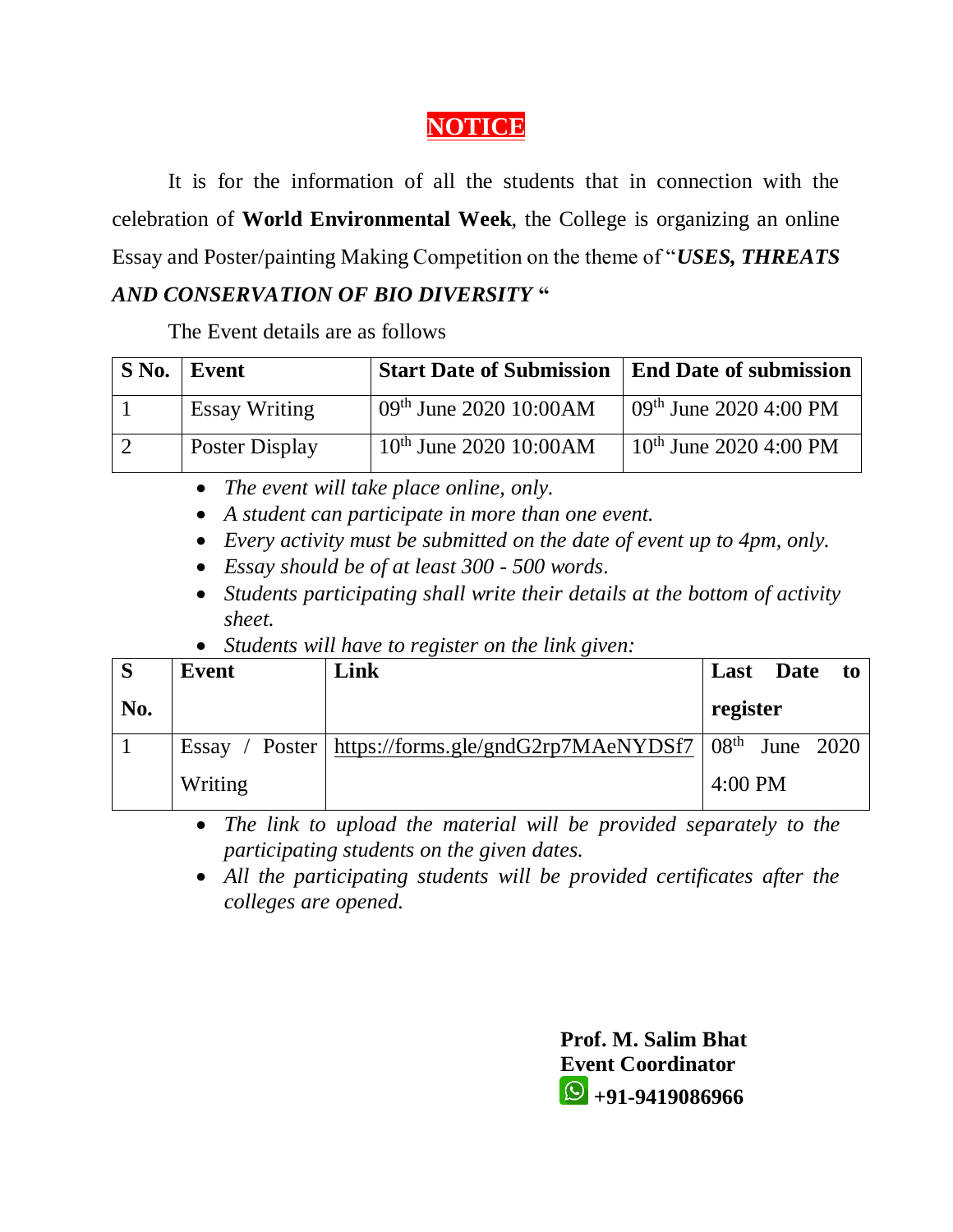# NOTICE

It is for the information of all the students that in connection with the celebration of **World Environmental Week**, the College is organizing an online Essay and Poster/painting Making Competition on the theme of "***USES, THREATS AND CONSERVATION OF BIO DIVERSITY*** "

The Event details are as follows

| S No. | Event | Start Date of Submission | End Date of submission |
|---|---|---|---|
| 1 | Essay Writing | 09th June 2020 10:00AM | 09th June 2020 4:00 PM |
| 2 | Poster Display | 10th June 2020 10:00AM | 10th June 2020 4:00 PM |

- *The event will take place online, only.*
- *A student can participate in more than one event.*
- *Every activity must be submitted on the date of event up to 4pm, only.*
- *Essay should be of at least 300 - 500 words.*
- *Students participating shall write their details at the bottom of activity sheet.*
- *Students will have to register on the link given:*

| S No. | Event | Link | Last Date to register |
|---|---|---|---|
| 1 | Essay / Poster Writing | https://forms.gle/gndG2rp7MAeNYDSf7 | 08th June 2020 4:00 PM |

- *The link to upload the material will be provided separately to the participating students on the given dates.*
- *All the participating students will be provided certificates after the colleges are opened.*

**Prof. M. Salim Bhat**
**Event Coordinator**
**+91-9419086966**